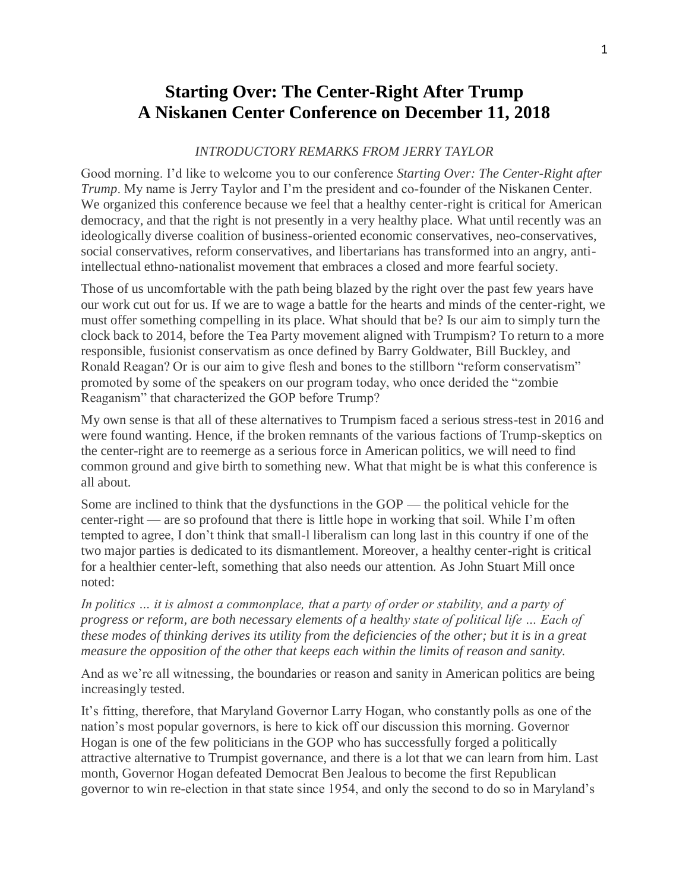# Starting Over: The Center-Right After Trump
# A Niskanen Center Conference on December 11, 2018

*INTRODUCTORY REMARKS FROM JERRY TAYLOR*

Good morning. I'd like to welcome you to our conference *Starting Over: The Center-Right after Trump*. My name is Jerry Taylor and I'm the president and co-founder of the Niskanen Center. We organized this conference because we feel that a healthy center-right is critical for American democracy, and that the right is not presently in a very healthy place. What until recently was an ideologically diverse coalition of business-oriented economic conservatives, neo-conservatives, social conservatives, reform conservatives, and libertarians has transformed into an angry, anti-intellectual ethno-nationalist movement that embraces a closed and more fearful society.

Those of us uncomfortable with the path being blazed by the right over the past few years have our work cut out for us. If we are to wage a battle for the hearts and minds of the center-right, we must offer something compelling in its place. What should that be? Is our aim to simply turn the clock back to 2014, before the Tea Party movement aligned with Trumpism? To return to a more responsible, fusionist conservatism as once defined by Barry Goldwater, Bill Buckley, and Ronald Reagan? Or is our aim to give flesh and bones to the stillborn "reform conservatism" promoted by some of the speakers on our program today, who once derided the "zombie Reaganism" that characterized the GOP before Trump?

My own sense is that all of these alternatives to Trumpism faced a serious stress-test in 2016 and were found wanting. Hence, if the broken remnants of the various factions of Trump-skeptics on the center-right are to reemerge as a serious force in American politics, we will need to find common ground and give birth to something new. What that might be is what this conference is all about.

Some are inclined to think that the dysfunctions in the GOP — the political vehicle for the center-right — are so profound that there is little hope in working that soil. While I'm often tempted to agree, I don't think that small-l liberalism can long last in this country if one of the two major parties is dedicated to its dismantlement. Moreover, a healthy center-right is critical for a healthier center-left, something that also needs our attention. As John Stuart Mill once noted:

*In politics … it is almost a commonplace, that a party of order or stability, and a party of progress or reform, are both necessary elements of a healthy state of political life … Each of these modes of thinking derives its utility from the deficiencies of the other; but it is in a great measure the opposition of the other that keeps each within the limits of reason and sanity.*

And as we're all witnessing, the boundaries or reason and sanity in American politics are being increasingly tested.

It's fitting, therefore, that Maryland Governor Larry Hogan, who constantly polls as one of the nation's most popular governors, is here to kick off our discussion this morning. Governor Hogan is one of the few politicians in the GOP who has successfully forged a politically attractive alternative to Trumpist governance, and there is a lot that we can learn from him. Last month, Governor Hogan defeated Democrat Ben Jealous to become the first Republican governor to win re-election in that state since 1954, and only the second to do so in Maryland's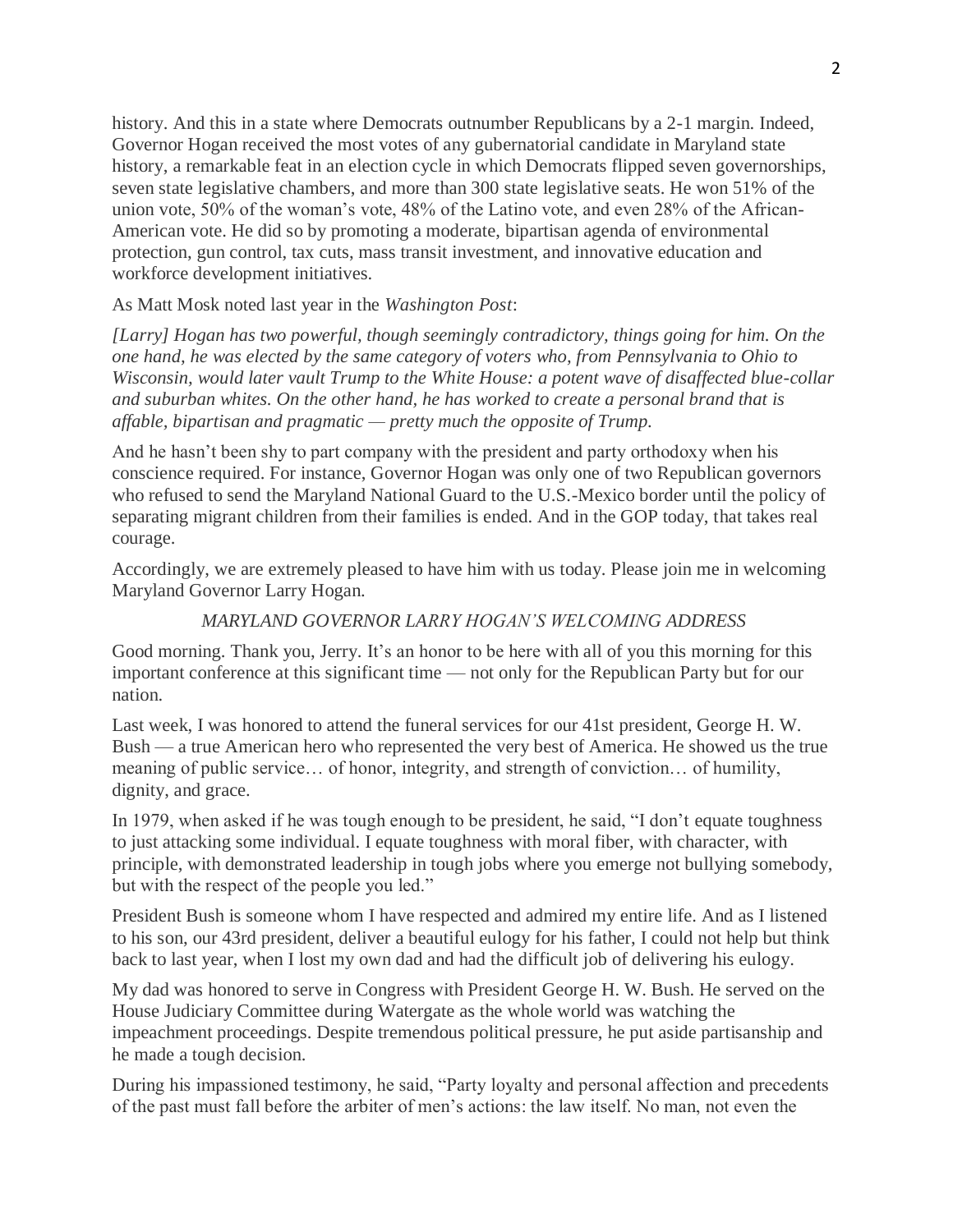history. And this in a state where Democrats outnumber Republicans by a 2-1 margin. Indeed, Governor Hogan received the most votes of any gubernatorial candidate in Maryland state history, a remarkable feat in an election cycle in which Democrats flipped seven governorships, seven state legislative chambers, and more than 300 state legislative seats. He won 51% of the union vote, 50% of the woman's vote, 48% of the Latino vote, and even 28% of the African-American vote. He did so by promoting a moderate, bipartisan agenda of environmental protection, gun control, tax cuts, mass transit investment, and innovative education and workforce development initiatives.

As Matt Mosk noted last year in the *Washington Post*:

*[Larry] Hogan has two powerful, though seemingly contradictory, things going for him. On the one hand, he was elected by the same category of voters who, from Pennsylvania to Ohio to Wisconsin, would later vault Trump to the White House: a potent wave of disaffected blue-collar and suburban whites. On the other hand, he has worked to create a personal brand that is affable, bipartisan and pragmatic — pretty much the opposite of Trump.*

And he hasn't been shy to part company with the president and party orthodoxy when his conscience required. For instance, Governor Hogan was only one of two Republican governors who refused to send the Maryland National Guard to the U.S.-Mexico border until the policy of separating migrant children from their families is ended. And in the GOP today, that takes real courage.

Accordingly, we are extremely pleased to have him with us today. Please join me in welcoming Maryland Governor Larry Hogan.

*MARYLAND GOVERNOR LARRY HOGAN'S WELCOMING ADDRESS*

Good morning. Thank you, Jerry. It's an honor to be here with all of you this morning for this important conference at this significant time — not only for the Republican Party but for our nation.

Last week, I was honored to attend the funeral services for our 41st president, George H. W. Bush — a true American hero who represented the very best of America. He showed us the true meaning of public service… of honor, integrity, and strength of conviction… of humility, dignity, and grace.

In 1979, when asked if he was tough enough to be president, he said, "I don't equate toughness to just attacking some individual. I equate toughness with moral fiber, with character, with principle, with demonstrated leadership in tough jobs where you emerge not bullying somebody, but with the respect of the people you led."

President Bush is someone whom I have respected and admired my entire life. And as I listened to his son, our 43rd president, deliver a beautiful eulogy for his father, I could not help but think back to last year, when I lost my own dad and had the difficult job of delivering his eulogy.

My dad was honored to serve in Congress with President George H. W. Bush. He served on the House Judiciary Committee during Watergate as the whole world was watching the impeachment proceedings. Despite tremendous political pressure, he put aside partisanship and he made a tough decision.

During his impassioned testimony, he said, "Party loyalty and personal affection and precedents of the past must fall before the arbiter of men's actions: the law itself. No man, not even the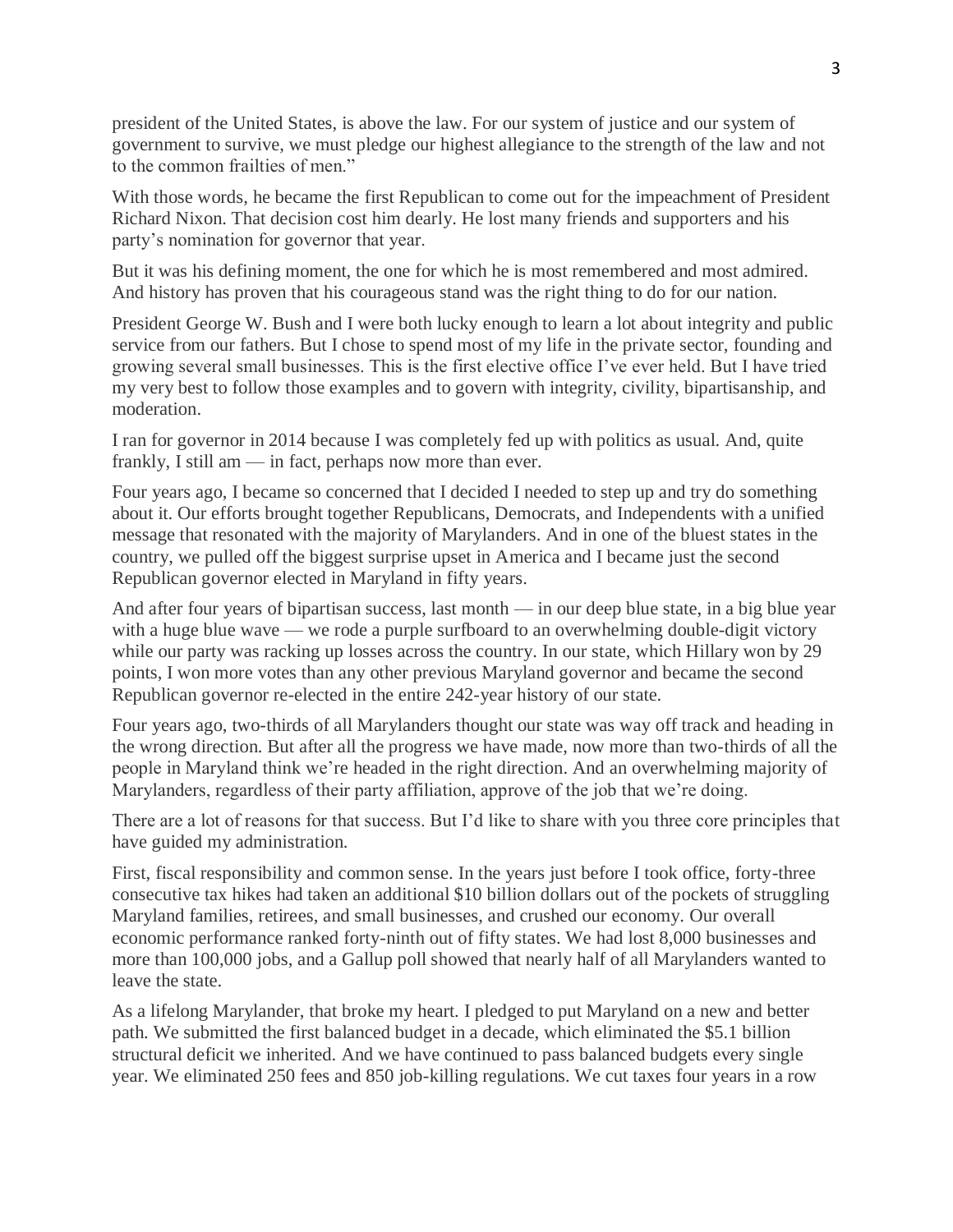president of the United States, is above the law. For our system of justice and our system of government to survive, we must pledge our highest allegiance to the strength of the law and not to the common frailties of men."

With those words, he became the first Republican to come out for the impeachment of President Richard Nixon. That decision cost him dearly. He lost many friends and supporters and his party's nomination for governor that year.

But it was his defining moment, the one for which he is most remembered and most admired. And history has proven that his courageous stand was the right thing to do for our nation.

President George W. Bush and I were both lucky enough to learn a lot about integrity and public service from our fathers. But I chose to spend most of my life in the private sector, founding and growing several small businesses. This is the first elective office I've ever held. But I have tried my very best to follow those examples and to govern with integrity, civility, bipartisanship, and moderation.

I ran for governor in 2014 because I was completely fed up with politics as usual. And, quite frankly, I still am — in fact, perhaps now more than ever.

Four years ago, I became so concerned that I decided I needed to step up and try do something about it. Our efforts brought together Republicans, Democrats, and Independents with a unified message that resonated with the majority of Marylanders. And in one of the bluest states in the country, we pulled off the biggest surprise upset in America and I became just the second Republican governor elected in Maryland in fifty years.

And after four years of bipartisan success, last month — in our deep blue state, in a big blue year with a huge blue wave — we rode a purple surfboard to an overwhelming double-digit victory while our party was racking up losses across the country. In our state, which Hillary won by 29 points, I won more votes than any other previous Maryland governor and became the second Republican governor re-elected in the entire 242-year history of our state.

Four years ago, two-thirds of all Marylanders thought our state was way off track and heading in the wrong direction. But after all the progress we have made, now more than two-thirds of all the people in Maryland think we're headed in the right direction. And an overwhelming majority of Marylanders, regardless of their party affiliation, approve of the job that we're doing.

There are a lot of reasons for that success. But I'd like to share with you three core principles that have guided my administration.

First, fiscal responsibility and common sense. In the years just before I took office, forty-three consecutive tax hikes had taken an additional $10 billion dollars out of the pockets of struggling Maryland families, retirees, and small businesses, and crushed our economy. Our overall economic performance ranked forty-ninth out of fifty states. We had lost 8,000 businesses and more than 100,000 jobs, and a Gallup poll showed that nearly half of all Marylanders wanted to leave the state.

As a lifelong Marylander, that broke my heart. I pledged to put Maryland on a new and better path. We submitted the first balanced budget in a decade, which eliminated the $5.1 billion structural deficit we inherited. And we have continued to pass balanced budgets every single year. We eliminated 250 fees and 850 job-killing regulations. We cut taxes four years in a row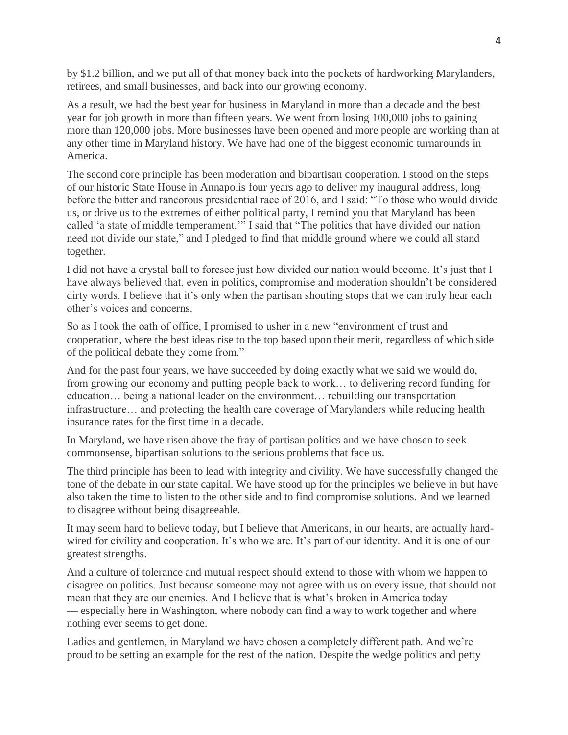by $1.2 billion, and we put all of that money back into the pockets of hardworking Marylanders, retirees, and small businesses, and back into our growing economy.

As a result, we had the best year for business in Maryland in more than a decade and the best year for job growth in more than fifteen years. We went from losing 100,000 jobs to gaining more than 120,000 jobs. More businesses have been opened and more people are working than at any other time in Maryland history. We have had one of the biggest economic turnarounds in America.

The second core principle has been moderation and bipartisan cooperation. I stood on the steps of our historic State House in Annapolis four years ago to deliver my inaugural address, long before the bitter and rancorous presidential race of 2016, and I said: "To those who would divide us, or drive us to the extremes of either political party, I remind you that Maryland has been called 'a state of middle temperament.'" I said that "The politics that have divided our nation need not divide our state," and I pledged to find that middle ground where we could all stand together.

I did not have a crystal ball to foresee just how divided our nation would become. It's just that I have always believed that, even in politics, compromise and moderation shouldn't be considered dirty words. I believe that it's only when the partisan shouting stops that we can truly hear each other's voices and concerns.

So as I took the oath of office, I promised to usher in a new "environment of trust and cooperation, where the best ideas rise to the top based upon their merit, regardless of which side of the political debate they come from."

And for the past four years, we have succeeded by doing exactly what we said we would do, from growing our economy and putting people back to work… to delivering record funding for education… being a national leader on the environment… rebuilding our transportation infrastructure… and protecting the health care coverage of Marylanders while reducing health insurance rates for the first time in a decade.

In Maryland, we have risen above the fray of partisan politics and we have chosen to seek commonsense, bipartisan solutions to the serious problems that face us.

The third principle has been to lead with integrity and civility. We have successfully changed the tone of the debate in our state capital. We have stood up for the principles we believe in but have also taken the time to listen to the other side and to find compromise solutions. And we learned to disagree without being disagreeable.

It may seem hard to believe today, but I believe that Americans, in our hearts, are actually hard-wired for civility and cooperation. It's who we are. It's part of our identity. And it is one of our greatest strengths.

And a culture of tolerance and mutual respect should extend to those with whom we happen to disagree on politics. Just because someone may not agree with us on every issue, that should not mean that they are our enemies. And I believe that is what's broken in America today — especially here in Washington, where nobody can find a way to work together and where nothing ever seems to get done.

Ladies and gentlemen, in Maryland we have chosen a completely different path. And we're proud to be setting an example for the rest of the nation. Despite the wedge politics and petty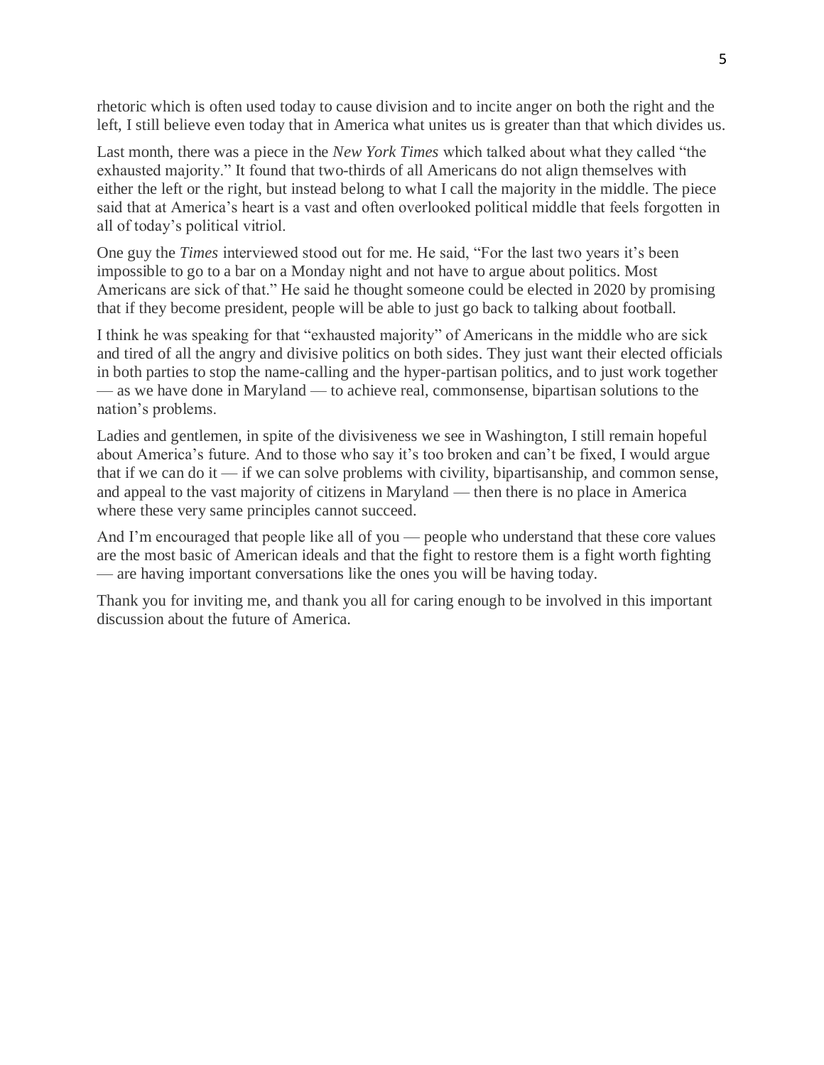rhetoric which is often used today to cause division and to incite anger on both the right and the left, I still believe even today that in America what unites us is greater than that which divides us.

Last month, there was a piece in the *New York Times* which talked about what they called "the exhausted majority." It found that two-thirds of all Americans do not align themselves with either the left or the right, but instead belong to what I call the majority in the middle. The piece said that at America's heart is a vast and often overlooked political middle that feels forgotten in all of today's political vitriol.

One guy the *Times* interviewed stood out for me. He said, "For the last two years it's been impossible to go to a bar on a Monday night and not have to argue about politics. Most Americans are sick of that." He said he thought someone could be elected in 2020 by promising that if they become president, people will be able to just go back to talking about football.

I think he was speaking for that "exhausted majority" of Americans in the middle who are sick and tired of all the angry and divisive politics on both sides. They just want their elected officials in both parties to stop the name-calling and the hyper-partisan politics, and to just work together — as we have done in Maryland — to achieve real, commonsense, bipartisan solutions to the nation's problems.

Ladies and gentlemen, in spite of the divisiveness we see in Washington, I still remain hopeful about America's future. And to those who say it's too broken and can't be fixed, I would argue that if we can do it — if we can solve problems with civility, bipartisanship, and common sense, and appeal to the vast majority of citizens in Maryland — then there is no place in America where these very same principles cannot succeed.

And I'm encouraged that people like all of you — people who understand that these core values are the most basic of American ideals and that the fight to restore them is a fight worth fighting — are having important conversations like the ones you will be having today.

Thank you for inviting me, and thank you all for caring enough to be involved in this important discussion about the future of America.